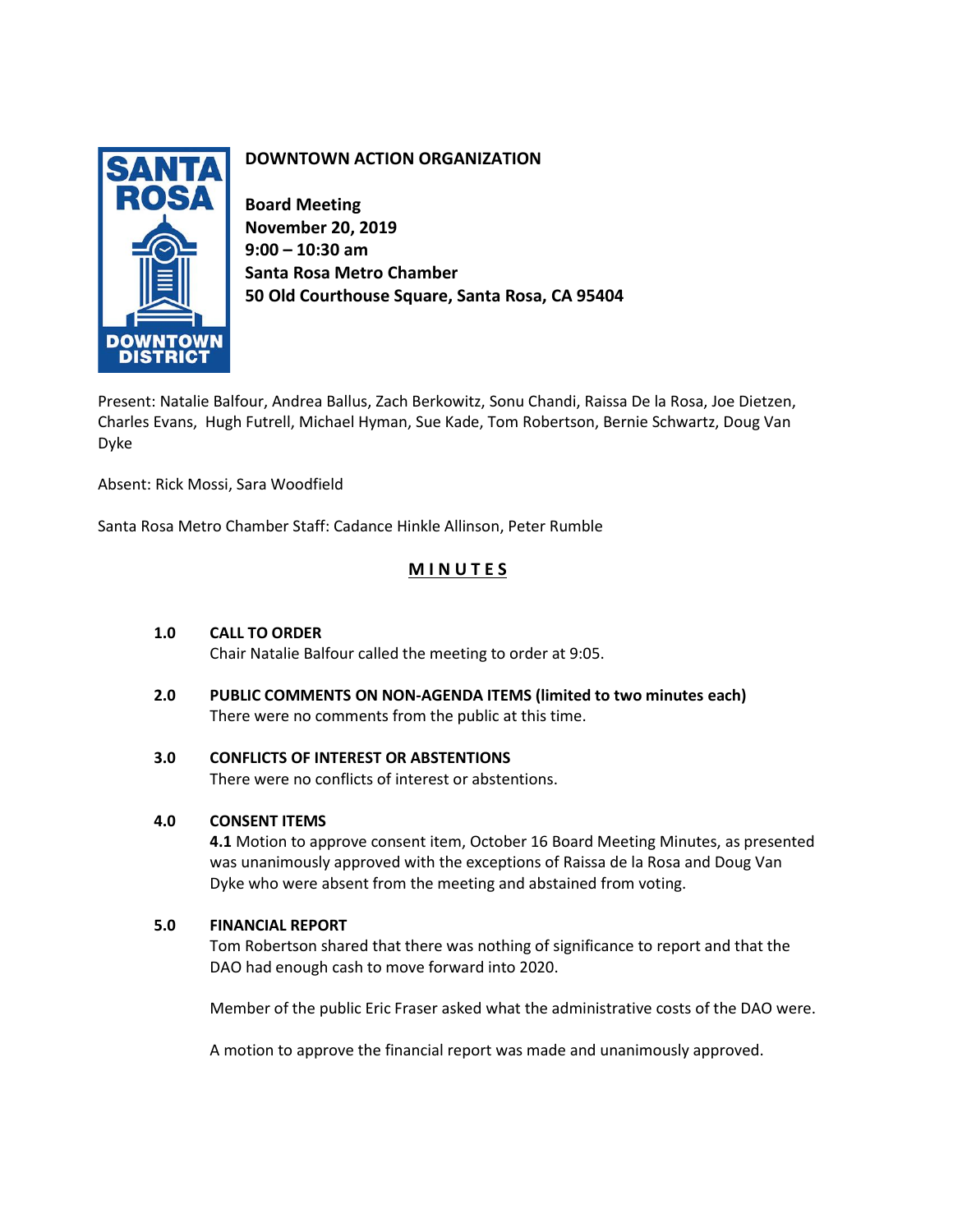# DOWNTOWN ACTION ORGANIZATION

**Board Meeting**
**November 20, 2019**
**9:00 – 10:30 am**
**Santa Rosa Metro Chamber**
**50 Old Courthouse Square, Santa Rosa, CA 95404**

Present: Natalie Balfour, Andrea Ballus, Zach Berkowitz, Sonu Chandi, Raissa De la Rosa, Joe Dietzen, Charles Evans, Hugh Futrell, Michael Hyman, Sue Kade, Tom Robertson, Bernie Schwartz, Doug Van Dyke

Absent: Rick Mossi, Sara Woodfield

Santa Rosa Metro Chamber Staff: Cadance Hinkle Allinson, Peter Rumble

## MINUTES

**1.0 CALL TO ORDER**
Chair Natalie Balfour called the meeting to order at 9:05.

**2.0 PUBLIC COMMENTS ON NON-AGENDA ITEMS (limited to two minutes each)**
There were no comments from the public at this time.

**3.0 CONFLICTS OF INTEREST OR ABSTENTIONS**
There were no conflicts of interest or abstentions.

**4.0 CONSENT ITEMS**
**4.1** Motion to approve consent item, October 16 Board Meeting Minutes, as presented was unanimously approved with the exceptions of Raissa de la Rosa and Doug Van Dyke who were absent from the meeting and abstained from voting.

**5.0 FINANCIAL REPORT**
Tom Robertson shared that there was nothing of significance to report and that the DAO had enough cash to move forward into 2020.

Member of the public Eric Fraser asked what the administrative costs of the DAO were.

A motion to approve the financial report was made and unanimously approved.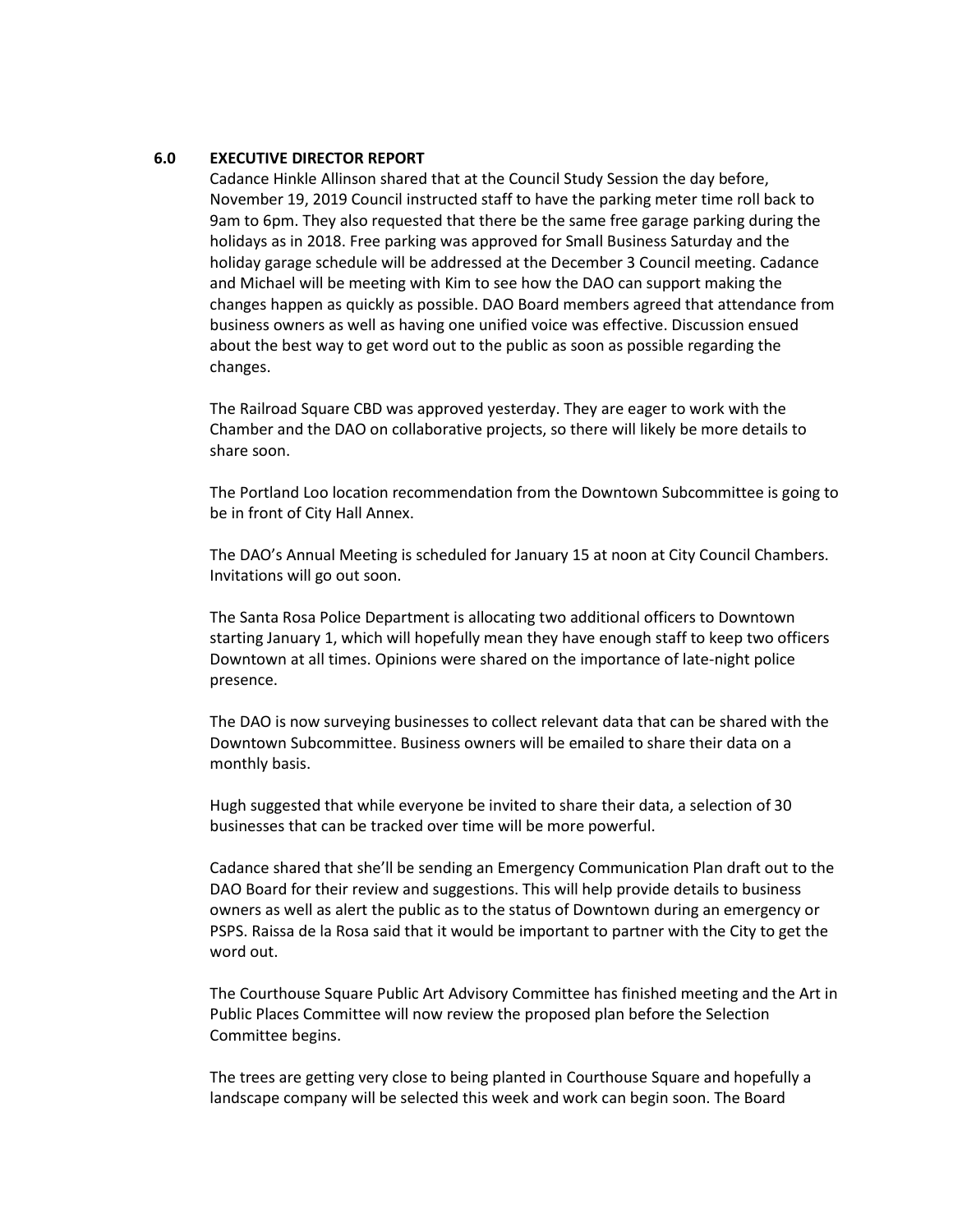### 6.0 EXECUTIVE DIRECTOR REPORT

Cadance Hinkle Allinson shared that at the Council Study Session the day before, November 19, 2019 Council instructed staff to have the parking meter time roll back to 9am to 6pm. They also requested that there be the same free garage parking during the holidays as in 2018. Free parking was approved for Small Business Saturday and the holiday garage schedule will be addressed at the December 3 Council meeting. Cadance and Michael will be meeting with Kim to see how the DAO can support making the changes happen as quickly as possible. DAO Board members agreed that attendance from business owners as well as having one unified voice was effective. Discussion ensued about the best way to get word out to the public as soon as possible regarding the changes.

The Railroad Square CBD was approved yesterday. They are eager to work with the Chamber and the DAO on collaborative projects, so there will likely be more details to share soon.

The Portland Loo location recommendation from the Downtown Subcommittee is going to be in front of City Hall Annex.

The DAO's Annual Meeting is scheduled for January 15 at noon at City Council Chambers. Invitations will go out soon.

The Santa Rosa Police Department is allocating two additional officers to Downtown starting January 1, which will hopefully mean they have enough staff to keep two officers Downtown at all times. Opinions were shared on the importance of late-night police presence.

The DAO is now surveying businesses to collect relevant data that can be shared with the Downtown Subcommittee. Business owners will be emailed to share their data on a monthly basis.

Hugh suggested that while everyone be invited to share their data, a selection of 30 businesses that can be tracked over time will be more powerful.

Cadance shared that she'll be sending an Emergency Communication Plan draft out to the DAO Board for their review and suggestions. This will help provide details to business owners as well as alert the public as to the status of Downtown during an emergency or PSPS. Raissa de la Rosa said that it would be important to partner with the City to get the word out.

The Courthouse Square Public Art Advisory Committee has finished meeting and the Art in Public Places Committee will now review the proposed plan before the Selection Committee begins.

The trees are getting very close to being planted in Courthouse Square and hopefully a landscape company will be selected this week and work can begin soon. The Board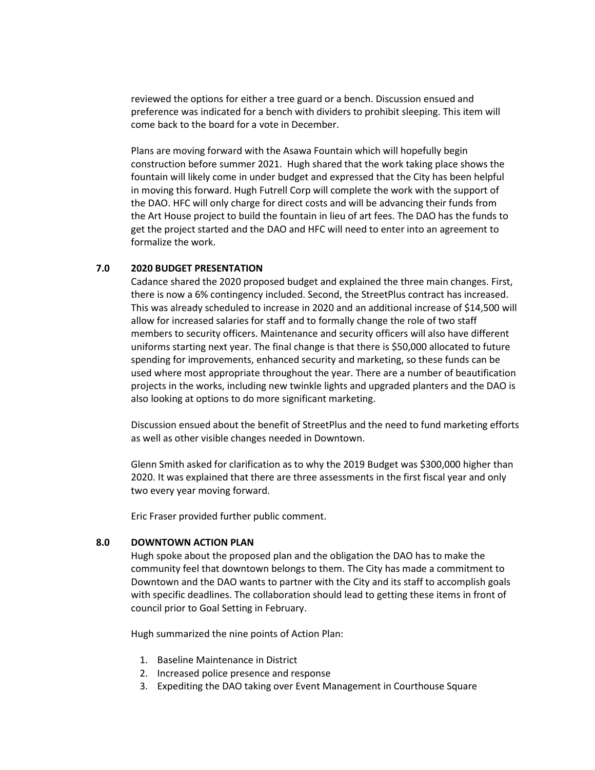reviewed the options for either a tree guard or a bench. Discussion ensued and preference was indicated for a bench with dividers to prohibit sleeping. This item will come back to the board for a vote in December.

Plans are moving forward with the Asawa Fountain which will hopefully begin construction before summer 2021. Hugh shared that the work taking place shows the fountain will likely come in under budget and expressed that the City has been helpful in moving this forward. Hugh Futrell Corp will complete the work with the support of the DAO. HFC will only charge for direct costs and will be advancing their funds from the Art House project to build the fountain in lieu of art fees. The DAO has the funds to get the project started and the DAO and HFC will need to enter into an agreement to formalize the work.

## 7.0 2020 BUDGET PRESENTATION

Cadance shared the 2020 proposed budget and explained the three main changes. First, there is now a 6% contingency included. Second, the StreetPlus contract has increased. This was already scheduled to increase in 2020 and an additional increase of $14,500 will allow for increased salaries for staff and to formally change the role of two staff members to security officers. Maintenance and security officers will also have different uniforms starting next year. The final change is that there is $50,000 allocated to future spending for improvements, enhanced security and marketing, so these funds can be used where most appropriate throughout the year. There are a number of beautification projects in the works, including new twinkle lights and upgraded planters and the DAO is also looking at options to do more significant marketing.

Discussion ensued about the benefit of StreetPlus and the need to fund marketing efforts as well as other visible changes needed in Downtown.

Glenn Smith asked for clarification as to why the 2019 Budget was $300,000 higher than 2020. It was explained that there are three assessments in the first fiscal year and only two every year moving forward.

Eric Fraser provided further public comment.

## 8.0 DOWNTOWN ACTION PLAN

Hugh spoke about the proposed plan and the obligation the DAO has to make the community feel that downtown belongs to them. The City has made a commitment to Downtown and the DAO wants to partner with the City and its staff to accomplish goals with specific deadlines. The collaboration should lead to getting these items in front of council prior to Goal Setting in February.

Hugh summarized the nine points of Action Plan:

1. Baseline Maintenance in District
2. Increased police presence and response
3. Expediting the DAO taking over Event Management in Courthouse Square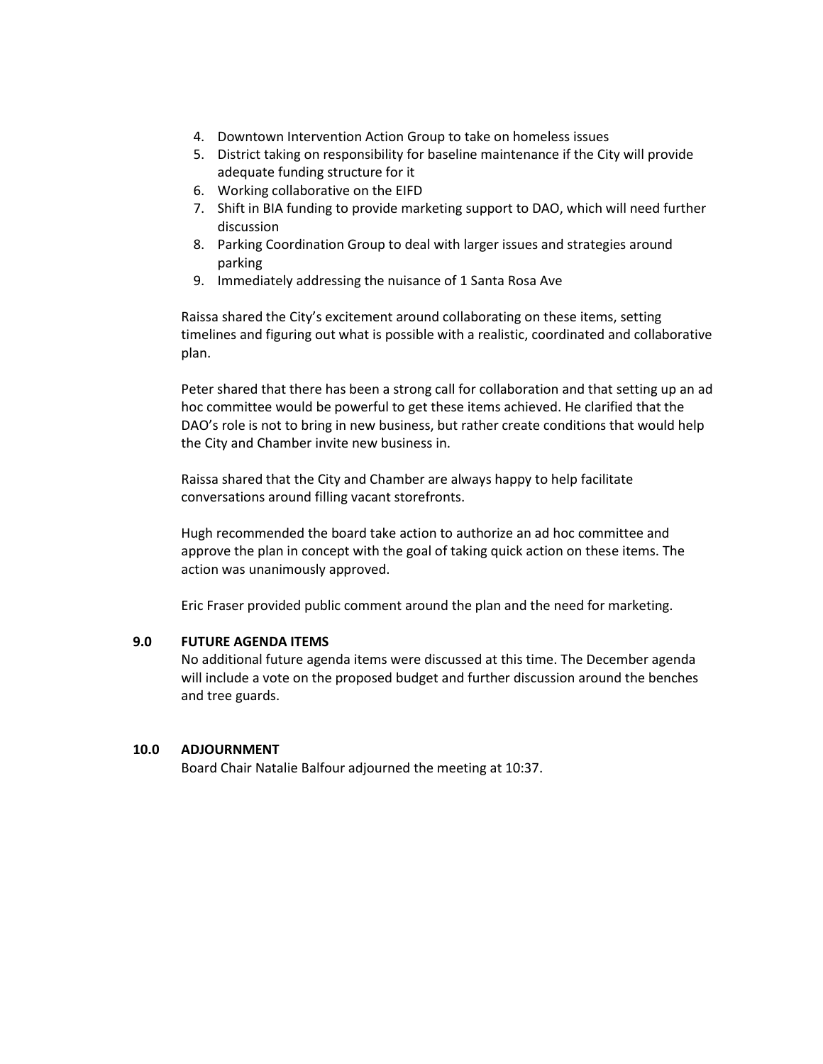4. Downtown Intervention Action Group to take on homeless issues
5. District taking on responsibility for baseline maintenance if the City will provide adequate funding structure for it
6. Working collaborative on the EIFD
7. Shift in BIA funding to provide marketing support to DAO, which will need further discussion
8. Parking Coordination Group to deal with larger issues and strategies around parking
9. Immediately addressing the nuisance of 1 Santa Rosa Ave

Raissa shared the City's excitement around collaborating on these items, setting timelines and figuring out what is possible with a realistic, coordinated and collaborative plan.

Peter shared that there has been a strong call for collaboration and that setting up an ad hoc committee would be powerful to get these items achieved. He clarified that the DAO's role is not to bring in new business, but rather create conditions that would help the City and Chamber invite new business in.

Raissa shared that the City and Chamber are always happy to help facilitate conversations around filling vacant storefronts.

Hugh recommended the board take action to authorize an ad hoc committee and approve the plan in concept with the goal of taking quick action on these items. The action was unanimously approved.

Eric Fraser provided public comment around the plan and the need for marketing.

## 9.0 FUTURE AGENDA ITEMS

No additional future agenda items were discussed at this time. The December agenda will include a vote on the proposed budget and further discussion around the benches and tree guards.

## 10.0 ADJOURNMENT

Board Chair Natalie Balfour adjourned the meeting at 10:37.